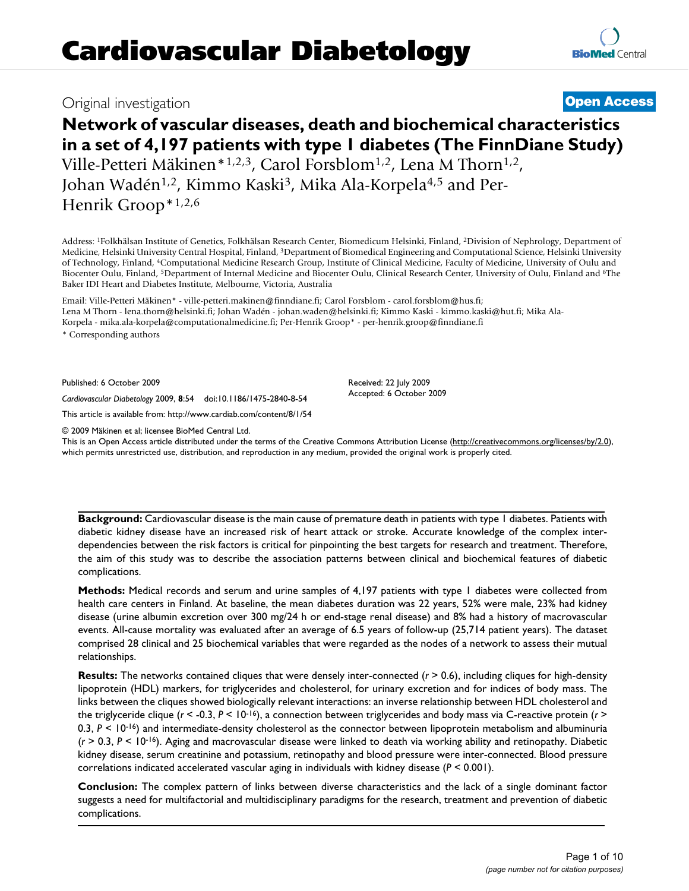# Cardiovascular Diabetology

Original investigation

**Open Access**

## Network of vascular diseases, death and biochemical characteristics in a set of 4,197 patients with type 1 diabetes (The FinnDiane Study)

Ville-Petteri Mäkinen*[1,2,3], Carol Forsblom[1,2], Lena M Thorn[1,2], Johan Wadén[1,2], Kimmo Kaski[3], Mika Ala-Korpela[4,5] and Per-Henrik Groop*[1,2,6]

Address: [1]Folkhälsan Institute of Genetics, Folkhälsan Research Center, Biomedicum Helsinki, Finland, [2]Division of Nephrology, Department of Medicine, Helsinki University Central Hospital, Finland, [3]Department of Biomedical Engineering and Computational Science, Helsinki University of Technology, Finland, [4]Computational Medicine Research Group, Institute of Clinical Medicine, Faculty of Medicine, University of Oulu and Biocenter Oulu, Finland, [5]Department of Internal Medicine and Biocenter Oulu, Clinical Research Center, University of Oulu, Finland and [6]The Baker IDI Heart and Diabetes Institute, Melbourne, Victoria, Australia

Email: Ville-Petteri Mäkinen* - ville-petteri.makinen@finndiane.fi; Carol Forsblom - carol.forsblom@hus.fi; Lena M Thorn - lena.thorn@helsinki.fi; Johan Wadén - johan.waden@helsinki.fi; Kimmo Kaski - kimmo.kaski@hut.fi; Mika Ala-Korpela - mika.ala-korpela@computationalmedicine.fi; Per-Henrik Groop* - per-henrik.groop@finndiane.fi

\* Corresponding authors

Published: 6 October 2009

*Cardiovascular Diabetology* 2009, **8**:54 doi:10.1186/1475-2840-8-54

Received: 22 July 2009
Accepted: 6 October 2009

This article is available from: http://www.cardiab.com/content/8/1/54

© 2009 Mäkinen et al; licensee BioMed Central Ltd.
This is an Open Access article distributed under the terms of the Creative Commons Attribution License (http://creativecommons.org/licenses/by/2.0), which permits unrestricted use, distribution, and reproduction in any medium, provided the original work is properly cited.

**Background:** Cardiovascular disease is the main cause of premature death in patients with type 1 diabetes. Patients with diabetic kidney disease have an increased risk of heart attack or stroke. Accurate knowledge of the complex inter-dependencies between the risk factors is critical for pinpointing the best targets for research and treatment. Therefore, the aim of this study was to describe the association patterns between clinical and biochemical features of diabetic complications.

**Methods:** Medical records and serum and urine samples of 4,197 patients with type 1 diabetes were collected from health care centers in Finland. At baseline, the mean diabetes duration was 22 years, 52% were male, 23% had kidney disease (urine albumin excretion over 300 mg/24 h or end-stage renal disease) and 8% had a history of macrovascular events. All-cause mortality was evaluated after an average of 6.5 years of follow-up (25,714 patient years). The dataset comprised 28 clinical and 25 biochemical variables that were regarded as the nodes of a network to assess their mutual relationships.

**Results:** The networks contained cliques that were densely inter-connected ($r > 0.6$), including cliques for high-density lipoprotein (HDL) markers, for triglycerides and cholesterol, for urinary excretion and for indices of body mass. The links between the cliques showed biologically relevant interactions: an inverse relationship between HDL cholesterol and the triglyceride clique ($r < -0.3$, $P < 10^{-16}$), a connection between triglycerides and body mass via C-reactive protein ($r > 0.3$, $P < 10^{-16}$) and intermediate-density cholesterol as the connector between lipoprotein metabolism and albuminuria ($r > 0.3$, $P < 10^{-16}$). Aging and macrovascular disease were linked to death via working ability and retinopathy. Diabetic kidney disease, serum creatinine and potassium, retinopathy and blood pressure were inter-connected. Blood pressure correlations indicated accelerated vascular aging in individuals with kidney disease ($P < 0.001$).

**Conclusion:** The complex pattern of links between diverse characteristics and the lack of a single dominant factor suggests a need for multifactorial and multidisciplinary paradigms for the research, treatment and prevention of diabetic complications.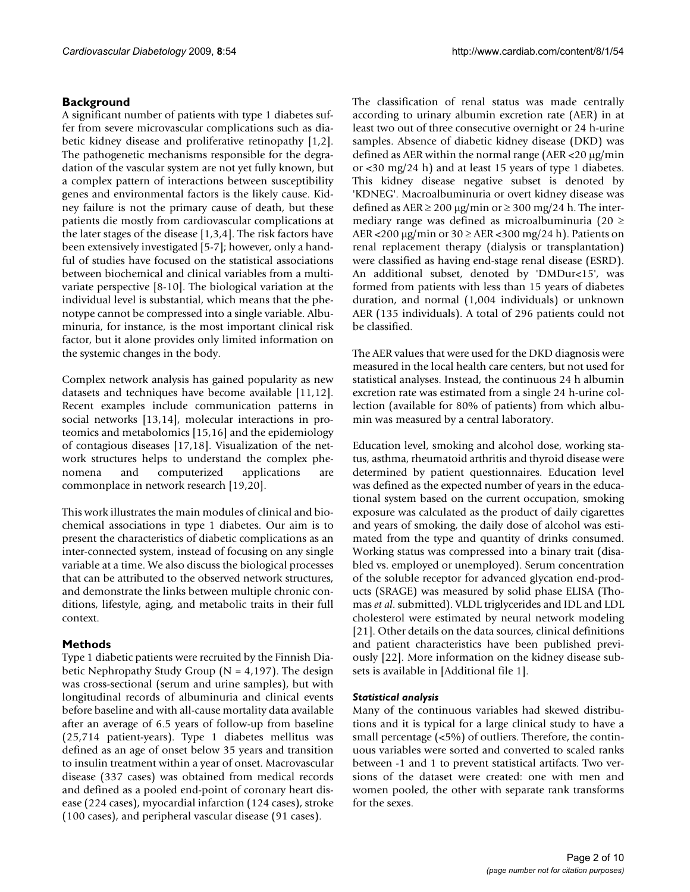## Background

A significant number of patients with type 1 diabetes suffer from severe microvascular complications such as diabetic kidney disease and proliferative retinopathy [1,2]. The pathogenetic mechanisms responsible for the degradation of the vascular system are not yet fully known, but a complex pattern of interactions between susceptibility genes and environmental factors is the likely cause. Kidney failure is not the primary cause of death, but these patients die mostly from cardiovascular complications at the later stages of the disease [1,3,4]. The risk factors have been extensively investigated [5-7]; however, only a handful of studies have focused on the statistical associations between biochemical and clinical variables from a multivariate perspective [8-10]. The biological variation at the individual level is substantial, which means that the phenotype cannot be compressed into a single variable. Albuminuria, for instance, is the most important clinical risk factor, but it alone provides only limited information on the systemic changes in the body.

Complex network analysis has gained popularity as new datasets and techniques have become available [11,12]. Recent examples include communication patterns in social networks [13,14], molecular interactions in proteomics and metabolomics [15,16] and the epidemiology of contagious diseases [17,18]. Visualization of the network structures helps to understand the complex phenomena and computerized applications are commonplace in network research [19,20].

This work illustrates the main modules of clinical and biochemical associations in type 1 diabetes. Our aim is to present the characteristics of diabetic complications as an inter-connected system, instead of focusing on any single variable at a time. We also discuss the biological processes that can be attributed to the observed network structures, and demonstrate the links between multiple chronic conditions, lifestyle, aging, and metabolic traits in their full context.

## Methods

Type 1 diabetic patients were recruited by the Finnish Diabetic Nephropathy Study Group (N = 4,197). The design was cross-sectional (serum and urine samples), but with longitudinal records of albuminuria and clinical events before baseline and with all-cause mortality data available after an average of 6.5 years of follow-up from baseline (25,714 patient-years). Type 1 diabetes mellitus was defined as an age of onset below 35 years and transition to insulin treatment within a year of onset. Macrovascular disease (337 cases) was obtained from medical records and defined as a pooled end-point of coronary heart disease (224 cases), myocardial infarction (124 cases), stroke (100 cases), and peripheral vascular disease (91 cases).

The classification of renal status was made centrally according to urinary albumin excretion rate (AER) in at least two out of three consecutive overnight or 24 h-urine samples. Absence of diabetic kidney disease (DKD) was defined as AER within the normal range (AER <20 μg/min or <30 mg/24 h) and at least 15 years of type 1 diabetes. This kidney disease negative subset is denoted by 'KDNEG'. Macroalbuminuria or overt kidney disease was defined as AER ≥ 200 μg/min or ≥ 300 mg/24 h. The intermediary range was defined as microalbuminuria (20 ≥ AER <200 μg/min or 30 ≥ AER <300 mg/24 h). Patients on renal replacement therapy (dialysis or transplantation) were classified as having end-stage renal disease (ESRD). An additional subset, denoted by 'DMDur<15', was formed from patients with less than 15 years of diabetes duration, and normal (1,004 individuals) or unknown AER (135 individuals). A total of 296 patients could not be classified.

The AER values that were used for the DKD diagnosis were measured in the local health care centers, but not used for statistical analyses. Instead, the continuous 24 h albumin excretion rate was estimated from a single 24 h-urine collection (available for 80% of patients) from which albumin was measured by a central laboratory.

Education level, smoking and alcohol dose, working status, asthma, rheumatoid arthritis and thyroid disease were determined by patient questionnaires. Education level was defined as the expected number of years in the educational system based on the current occupation, smoking exposure was calculated as the product of daily cigarettes and years of smoking, the daily dose of alcohol was estimated from the type and quantity of drinks consumed. Working status was compressed into a binary trait (disabled vs. employed or unemployed). Serum concentration of the soluble receptor for advanced glycation end-products (SRAGE) was measured by solid phase ELISA (Thomas *et al*. submitted). VLDL triglycerides and IDL and LDL cholesterol were estimated by neural network modeling [21]. Other details on the data sources, clinical definitions and patient characteristics have been published previously [22]. More information on the kidney disease subsets is available in [Additional file 1].

### *Statistical analysis*

Many of the continuous variables had skewed distributions and it is typical for a large clinical study to have a small percentage (<5%) of outliers. Therefore, the continuous variables were sorted and converted to scaled ranks between -1 and 1 to prevent statistical artifacts. Two versions of the dataset were created: one with men and women pooled, the other with separate rank transforms for the sexes.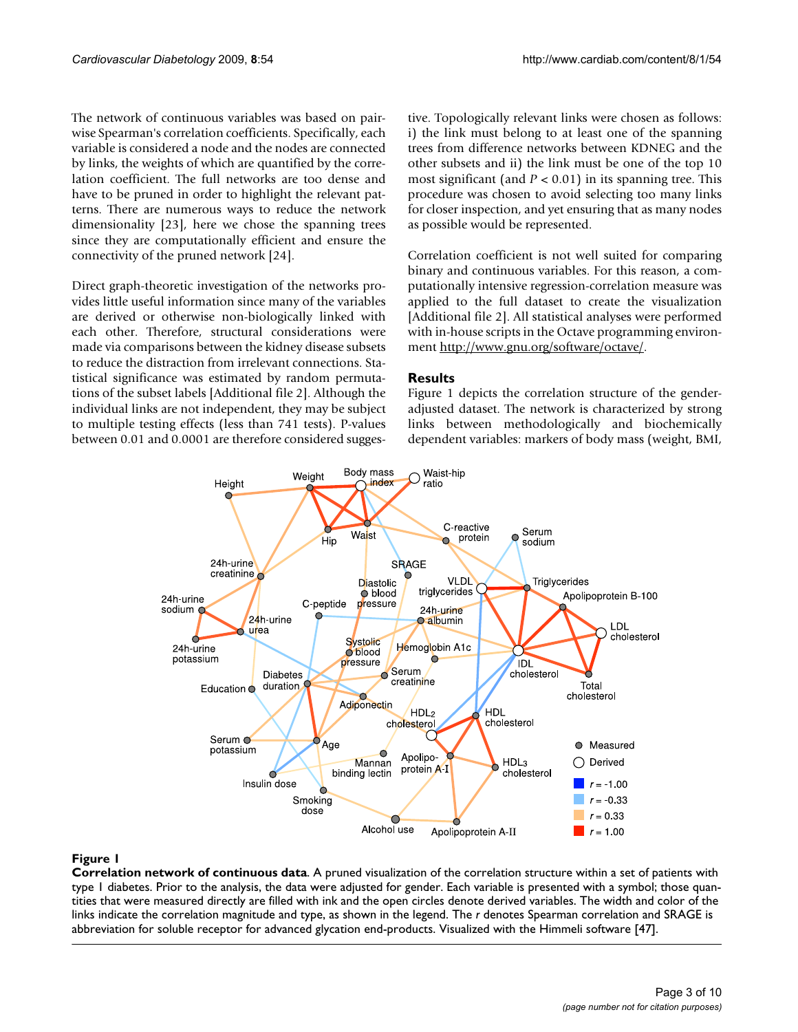The network of continuous variables was based on pairwise Spearman's correlation coefficients. Specifically, each variable is considered a node and the nodes are connected by links, the weights of which are quantified by the correlation coefficient. The full networks are too dense and have to be pruned in order to highlight the relevant patterns. There are numerous ways to reduce the network dimensionality [23], here we chose the spanning trees since they are computationally efficient and ensure the connectivity of the pruned network [24].

Direct graph-theoretic investigation of the networks provides little useful information since many of the variables are derived or otherwise non-biologically linked with each other. Therefore, structural considerations were made via comparisons between the kidney disease subsets to reduce the distraction from irrelevant connections. Statistical significance was estimated by random permutations of the subset labels [Additional file 2]. Although the individual links are not independent, they may be subject to multiple testing effects (less than 741 tests). P-values between 0.01 and 0.0001 are therefore considered suggestive. Topologically relevant links were chosen as follows: i) the link must belong to at least one of the spanning trees from difference networks between KDNEG and the other subsets and ii) the link must be one of the top 10 most significant (and $P < 0.01$) in its spanning tree. This procedure was chosen to avoid selecting too many links for closer inspection, and yet ensuring that as many nodes as possible would be represented.

Correlation coefficient is not well suited for comparing binary and continuous variables. For this reason, a computationally intensive regression-correlation measure was applied to the full dataset to create the visualization [Additional file 2]. All statistical analyses were performed with in-house scripts in the Octave programming environment http://www.gnu.org/software/octave/.

## Results

Figure 1 depicts the correlation structure of the gender-adjusted dataset. The network is characterized by strong links between methodologically and biochemically dependent variables: markers of body mass (weight, BMI,

**Figure 1**

**Correlation network of continuous data**. A pruned visualization of the correlation structure within a set of patients with type 1 diabetes. Prior to the analysis, the data were adjusted for gender. Each variable is presented with a symbol; those quantities that were measured directly are filled with ink and the open circles denote derived variables. The width and color of the links indicate the correlation magnitude and type, as shown in the legend. The *r* denotes Spearman correlation and SRAGE is abbreviation for soluble receptor for advanced glycation end-products. Visualized with the Himmeli software [47].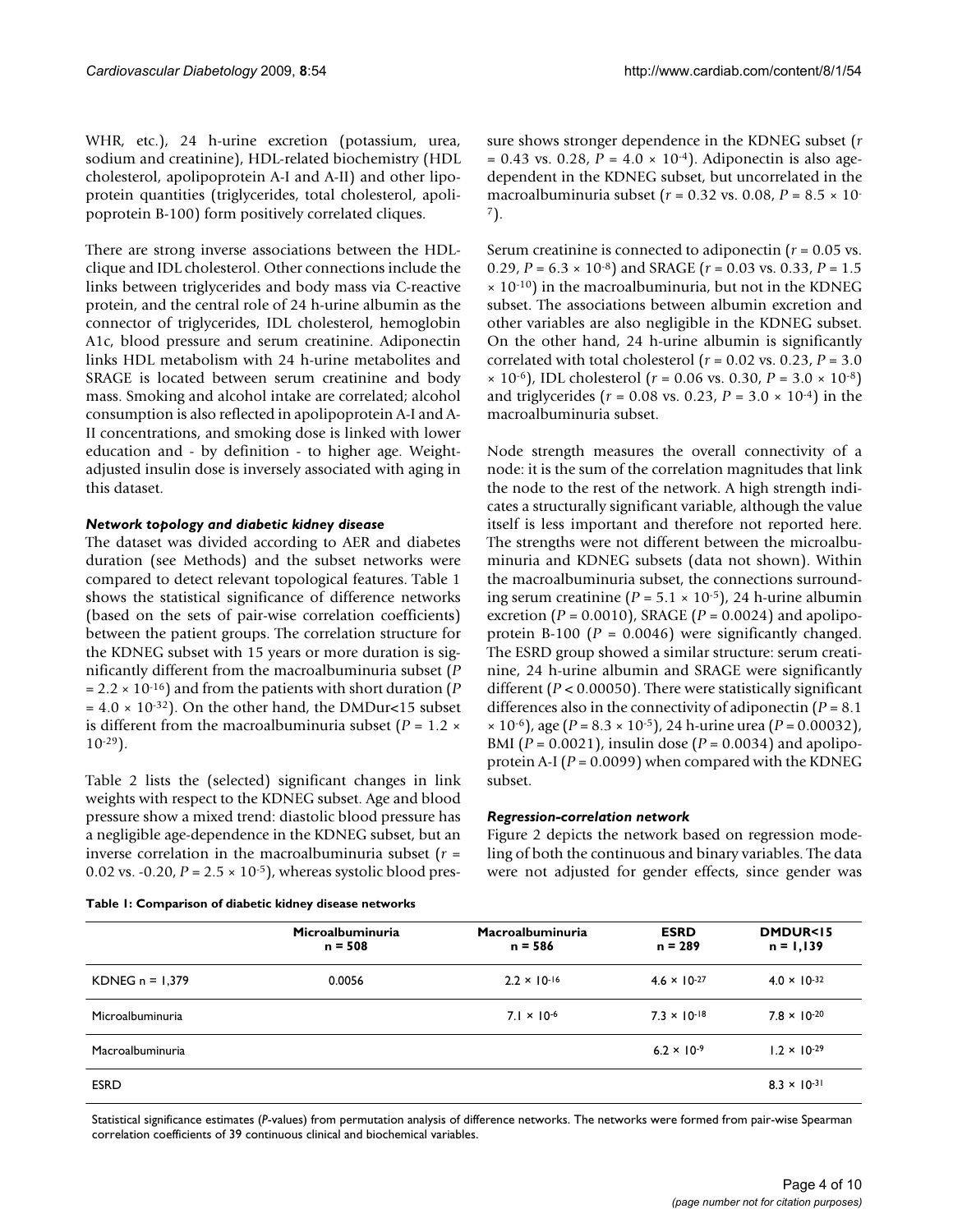WHR, etc.), 24 h-urine excretion (potassium, urea, sodium and creatinine), HDL-related biochemistry (HDL cholesterol, apolipoprotein A-I and A-II) and other lipoprotein quantities (triglycerides, total cholesterol, apolipoprotein B-100) form positively correlated cliques.

There are strong inverse associations between the HDL-clique and IDL cholesterol. Other connections include the links between triglycerides and body mass via C-reactive protein, and the central role of 24 h-urine albumin as the connector of triglycerides, IDL cholesterol, hemoglobin A1c, blood pressure and serum creatinine. Adiponectin links HDL metabolism with 24 h-urine metabolites and SRAGE is located between serum creatinine and body mass. Smoking and alcohol intake are correlated; alcohol consumption is also reflected in apolipoprotein A-I and A-II concentrations, and smoking dose is linked with lower education and - by definition - to higher age. Weight-adjusted insulin dose is inversely associated with aging in this dataset.

### *Network topology and diabetic kidney disease*

The dataset was divided according to AER and diabetes duration (see Methods) and the subset networks were compared to detect relevant topological features. Table 1 shows the statistical significance of difference networks (based on the sets of pair-wise correlation coefficients) between the patient groups. The correlation structure for the KDNEG subset with 15 years or more duration is significantly different from the macroalbuminuria subset ($P = 2.2 \times 10^{-16}$) and from the patients with short duration ($P = 4.0 \times 10^{-32}$). On the other hand, the DMDur<15 subset is different from the macroalbuminuria subset ($P = 1.2 \times 10^{-29}$).

Table 2 lists the (selected) significant changes in link weights with respect to the KDNEG subset. Age and blood pressure show a mixed trend: diastolic blood pressure has a negligible age-dependence in the KDNEG subset, but an inverse correlation in the macroalbuminuria subset ($r = 0.02$ vs. $-0.20$, $P = 2.5 \times 10^{-5}$), whereas systolic blood pressure shows stronger dependence in the KDNEG subset ($r = 0.43$ vs. $0.28$, $P = 4.0 \times 10^{-4}$). Adiponectin is also age-dependent in the KDNEG subset, but uncorrelated in the macroalbuminuria subset ($r = 0.32$ vs. $0.08$, $P = 8.5 \times 10^{-7}$).

Serum creatinine is connected to adiponectin ($r = 0.05$ vs. $0.29$, $P = 6.3 \times 10^{-8}$) and SRAGE ($r = 0.03$ vs. $0.33$, $P = 1.5 \times 10^{-10}$) in the macroalbuminuria, but not in the KDNEG subset. The associations between albumin excretion and other variables are also negligible in the KDNEG subset. On the other hand, 24 h-urine albumin is significantly correlated with total cholesterol ($r = 0.02$ vs. $0.23$, $P = 3.0 \times 10^{-6}$), IDL cholesterol ($r = 0.06$ vs. $0.30$, $P = 3.0 \times 10^{-8}$) and triglycerides ($r = 0.08$ vs. $0.23$, $P = 3.0 \times 10^{-4}$) in the macroalbuminuria subset.

Node strength measures the overall connectivity of a node: it is the sum of the correlation magnitudes that link the node to the rest of the network. A high strength indicates a structurally significant variable, although the value itself is less important and therefore not reported here. The strengths were not different between the microalbuminuria and KDNEG subsets (data not shown). Within the macroalbuminuria subset, the connections surrounding serum creatinine ($P = 5.1 \times 10^{-5}$), 24 h-urine albumin excretion ($P = 0.0010$), SRAGE ($P = 0.0024$) and apolipoprotein B-100 ($P = 0.0046$) were significantly changed. The ESRD group showed a similar structure: serum creatinine, 24 h-urine albumin and SRAGE were significantly different ($P < 0.00050$). There were statistically significant differences also in the connectivity of adiponectin ($P = 8.1 \times 10^{-6}$), age ($P = 8.3 \times 10^{-5}$), 24 h-urine urea ($P = 0.00032$), BMI ($P = 0.0021$), insulin dose ($P = 0.0034$) and apolipoprotein A-I ($P = 0.0099$) when compared with the KDNEG subset.

### *Regression-correlation network*

Figure 2 depicts the network based on regression modeling of both the continuous and binary variables. The data were not adjusted for gender effects, since gender was

**Table 1: Comparison of diabetic kidney disease networks**

| | Microalbuminuria n = 508 | Macroalbuminuria n = 586 | ESRD n = 289 | DMDUR<15 n = 1,139 |
|---|---|---|---|---|
| KDNEG n = 1,379 | 0.0056 | $2.2 \times 10^{-16}$ | $4.6 \times 10^{-27}$ | $4.0 \times 10^{-32}$ |
| Microalbuminuria | | $7.1 \times 10^{-6}$ | $7.3 \times 10^{-18}$ | $7.8 \times 10^{-20}$ |
| Macroalbuminuria | | | $6.2 \times 10^{-9}$ | $1.2 \times 10^{-29}$ |
| ESRD | | | | $8.3 \times 10^{-31}$ |

Statistical significance estimates (*P*-values) from permutation analysis of difference networks. The networks were formed from pair-wise Spearman correlation coefficients of 39 continuous clinical and biochemical variables.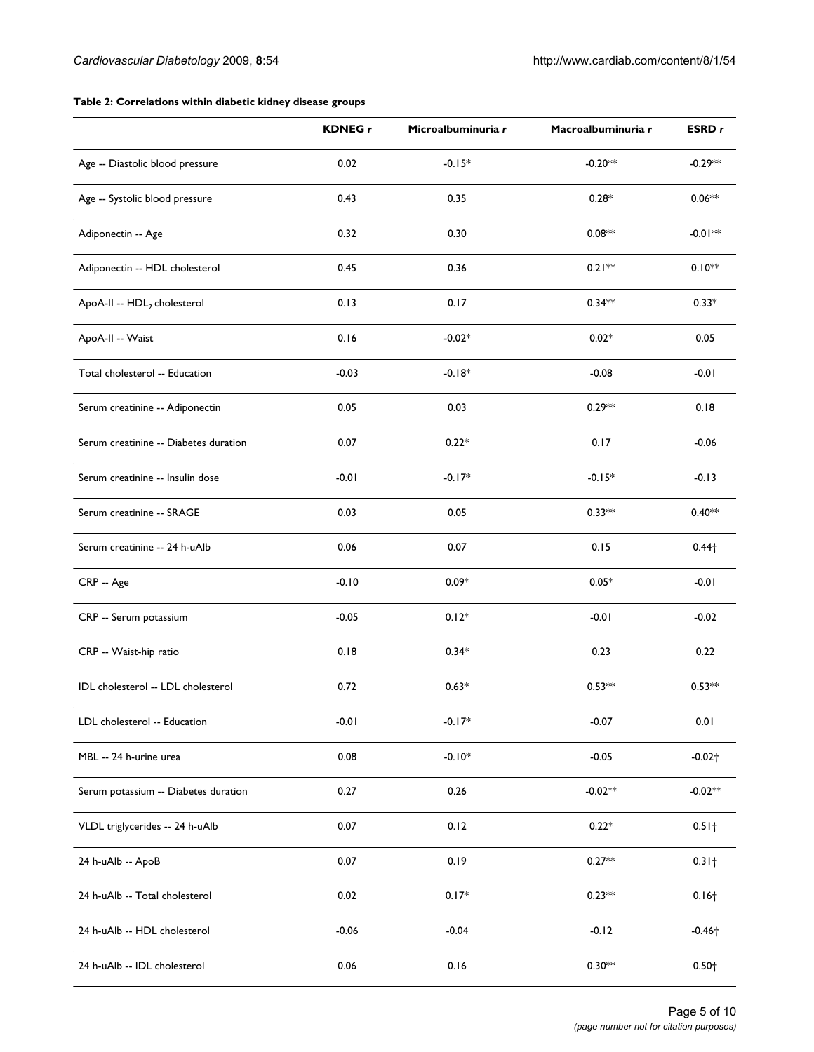**Table 2: Correlations within diabetic kidney disease groups**

| | KDNEG *r* | Microalbuminuria *r* | Macroalbuminuria *r* | ESRD *r* |
|---|---|---|---|---|
| Age -- Diastolic blood pressure | 0.02 | -0.15* | -0.20** | -0.29** |
| Age -- Systolic blood pressure | 0.43 | 0.35 | 0.28* | 0.06** |
| Adiponectin -- Age | 0.32 | 0.30 | 0.08** | -0.01** |
| Adiponectin -- HDL cholesterol | 0.45 | 0.36 | 0.21** | 0.10** |
| ApoA-II -- $HDL_2$ cholesterol | 0.13 | 0.17 | 0.34** | 0.33* |
| ApoA-II -- Waist | 0.16 | -0.02* | 0.02* | 0.05 |
| Total cholesterol -- Education | -0.03 | -0.18* | -0.08 | -0.01 |
| Serum creatinine -- Adiponectin | 0.05 | 0.03 | 0.29** | 0.18 |
| Serum creatinine -- Diabetes duration | 0.07 | 0.22* | 0.17 | -0.06 |
| Serum creatinine -- Insulin dose | -0.01 | -0.17* | -0.15* | -0.13 |
| Serum creatinine -- SRAGE | 0.03 | 0.05 | 0.33** | 0.40** |
| Serum creatinine -- 24 h-uAlb | 0.06 | 0.07 | 0.15 | 0.44† |
| CRP -- Age | -0.10 | 0.09* | 0.05* | -0.01 |
| CRP -- Serum potassium | -0.05 | 0.12* | -0.01 | -0.02 |
| CRP -- Waist-hip ratio | 0.18 | 0.34* | 0.23 | 0.22 |
| IDL cholesterol -- LDL cholesterol | 0.72 | 0.63* | 0.53** | 0.53** |
| LDL cholesterol -- Education | -0.01 | -0.17* | -0.07 | 0.01 |
| MBL -- 24 h-urine urea | 0.08 | -0.10* | -0.05 | -0.02† |
| Serum potassium -- Diabetes duration | 0.27 | 0.26 | -0.02** | -0.02** |
| VLDL triglycerides -- 24 h-uAlb | 0.07 | 0.12 | 0.22* | 0.51† |
| 24 h-uAlb -- ApoB | 0.07 | 0.19 | 0.27** | 0.31† |
| 24 h-uAlb -- Total cholesterol | 0.02 | 0.17* | 0.23** | 0.16† |
| 24 h-uAlb -- HDL cholesterol | -0.06 | -0.04 | -0.12 | -0.46† |
| 24 h-uAlb -- IDL cholesterol | 0.06 | 0.16 | 0.30** | 0.50† |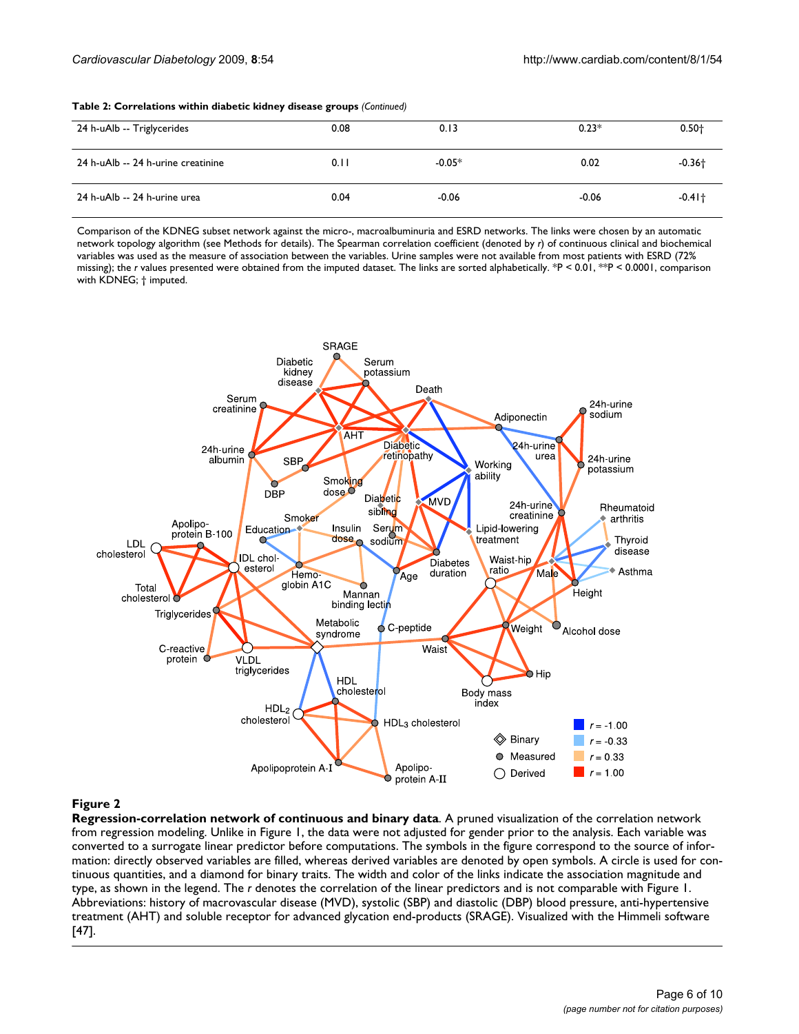**Table 2: Correlations within diabetic kidney disease groups** *(Continued)*

| | | | | |
|---|---|---|---|---|
| 24 h-uAlb -- Triglycerides | 0.08 | 0.13 | 0.23* | 0.50† |
| 24 h-uAlb -- 24 h-urine creatinine | 0.11 | -0.05* | 0.02 | -0.36† |
| 24 h-uAlb -- 24 h-urine urea | 0.04 | -0.06 | -0.06 | -0.41† |

Comparison of the KDNEG subset network against the micro-, macroalbuminuria and ESRD networks. The links were chosen by an automatic network topology algorithm (see Methods for details). The Spearman correlation coefficient (denoted by *r*) of continuous clinical and biochemical variables was used as the measure of association between the variables. Urine samples were not available from most patients with ESRD (72% missing); the *r* values presented were obtained from the imputed dataset. The links are sorted alphabetically. *P < 0.01, **P < 0.0001, comparison with KDNEG; † imputed.

**Figure 2**

**Regression-correlation network of continuous and binary data**. A pruned visualization of the correlation network from regression modeling. Unlike in Figure 1, the data were not adjusted for gender prior to the analysis. Each variable was converted to a surrogate linear predictor before computations. The symbols in the figure correspond to the source of information: directly observed variables are filled, whereas derived variables are denoted by open symbols. A circle is used for continuous quantities, and a diamond for binary traits. The width and color of the links indicate the association magnitude and type, as shown in the legend. The *r* denotes the correlation of the linear predictors and is not comparable with Figure 1. Abbreviations: history of macrovascular disease (MVD), systolic (SBP) and diastolic (DBP) blood pressure, anti-hypertensive treatment (AHT) and soluble receptor for advanced glycation end-products (SRAGE). Visualized with the Himmeli software [47].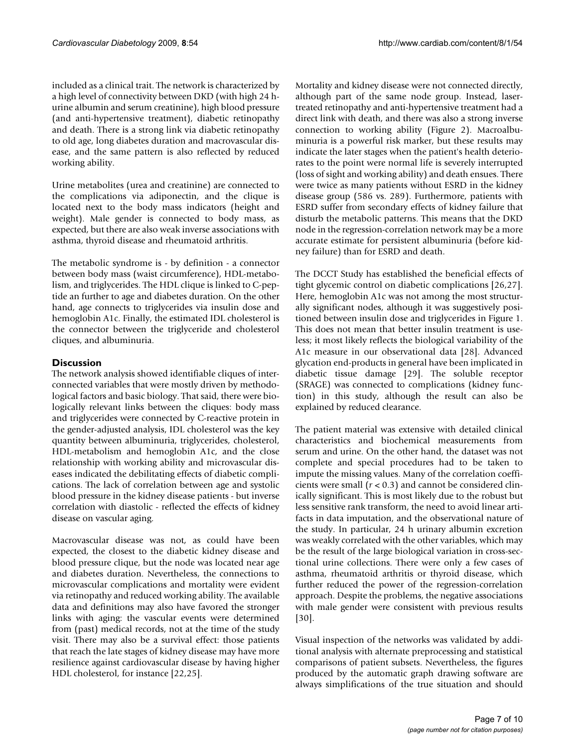included as a clinical trait. The network is characterized by a high level of connectivity between DKD (with high 24 h-urine albumin and serum creatinine), high blood pressure (and anti-hypertensive treatment), diabetic retinopathy and death. There is a strong link via diabetic retinopathy to old age, long diabetes duration and macrovascular disease, and the same pattern is also reflected by reduced working ability.

Urine metabolites (urea and creatinine) are connected to the complications via adiponectin, and the clique is located next to the body mass indicators (height and weight). Male gender is connected to body mass, as expected, but there are also weak inverse associations with asthma, thyroid disease and rheumatoid arthritis.

The metabolic syndrome is - by definition - a connector between body mass (waist circumference), HDL-metabolism, and triglycerides. The HDL clique is linked to C-peptide an further to age and diabetes duration. On the other hand, age connects to triglycerides via insulin dose and hemoglobin A1c. Finally, the estimated IDL cholesterol is the connector between the triglyceride and cholesterol cliques, and albuminuria.

## Discussion

The network analysis showed identifiable cliques of interconnected variables that were mostly driven by methodological factors and basic biology. That said, there were biologically relevant links between the cliques: body mass and triglycerides were connected by C-reactive protein in the gender-adjusted analysis, IDL cholesterol was the key quantity between albuminuria, triglycerides, cholesterol, HDL-metabolism and hemoglobin A1c, and the close relationship with working ability and microvascular diseases indicated the debilitating effects of diabetic complications. The lack of correlation between age and systolic blood pressure in the kidney disease patients - but inverse correlation with diastolic - reflected the effects of kidney disease on vascular aging.

Macrovascular disease was not, as could have been expected, the closest to the diabetic kidney disease and blood pressure clique, but the node was located near age and diabetes duration. Nevertheless, the connections to microvascular complications and mortality were evident via retinopathy and reduced working ability. The available data and definitions may also have favored the stronger links with aging: the vascular events were determined from (past) medical records, not at the time of the study visit. There may also be a survival effect: those patients that reach the late stages of kidney disease may have more resilience against cardiovascular disease by having higher HDL cholesterol, for instance [22,25].

Mortality and kidney disease were not connected directly, although part of the same node group. Instead, laser-treated retinopathy and anti-hypertensive treatment had a direct link with death, and there was also a strong inverse connection to working ability (Figure 2). Macroalbuminuria is a powerful risk marker, but these results may indicate the later stages when the patient's health deteriorates to the point were normal life is severely interrupted (loss of sight and working ability) and death ensues. There were twice as many patients without ESRD in the kidney disease group (586 vs. 289). Furthermore, patients with ESRD suffer from secondary effects of kidney failure that disturb the metabolic patterns. This means that the DKD node in the regression-correlation network may be a more accurate estimate for persistent albuminuria (before kidney failure) than for ESRD and death.

The DCCT Study has established the beneficial effects of tight glycemic control on diabetic complications [26,27]. Here, hemoglobin A1c was not among the most structurally significant nodes, although it was suggestively positioned between insulin dose and triglycerides in Figure 1. This does not mean that better insulin treatment is useless; it most likely reflects the biological variability of the A1c measure in our observational data [28]. Advanced glycation end-products in general have been implicated in diabetic tissue damage [29]. The soluble receptor (SRAGE) was connected to complications (kidney function) in this study, although the result can also be explained by reduced clearance.

The patient material was extensive with detailed clinical characteristics and biochemical measurements from serum and urine. On the other hand, the dataset was not complete and special procedures had to be taken to impute the missing values. Many of the correlation coefficients were small ($r < 0.3$) and cannot be considered clinically significant. This is most likely due to the robust but less sensitive rank transform, the need to avoid linear artifacts in data imputation, and the observational nature of the study. In particular, 24 h urinary albumin excretion was weakly correlated with the other variables, which may be the result of the large biological variation in cross-sectional urine collections. There were only a few cases of asthma, rheumatoid arthritis or thyroid disease, which further reduced the power of the regression-correlation approach. Despite the problems, the negative associations with male gender were consistent with previous results [30].

Visual inspection of the networks was validated by additional analysis with alternate preprocessing and statistical comparisons of patient subsets. Nevertheless, the figures produced by the automatic graph drawing software are always simplifications of the true situation and should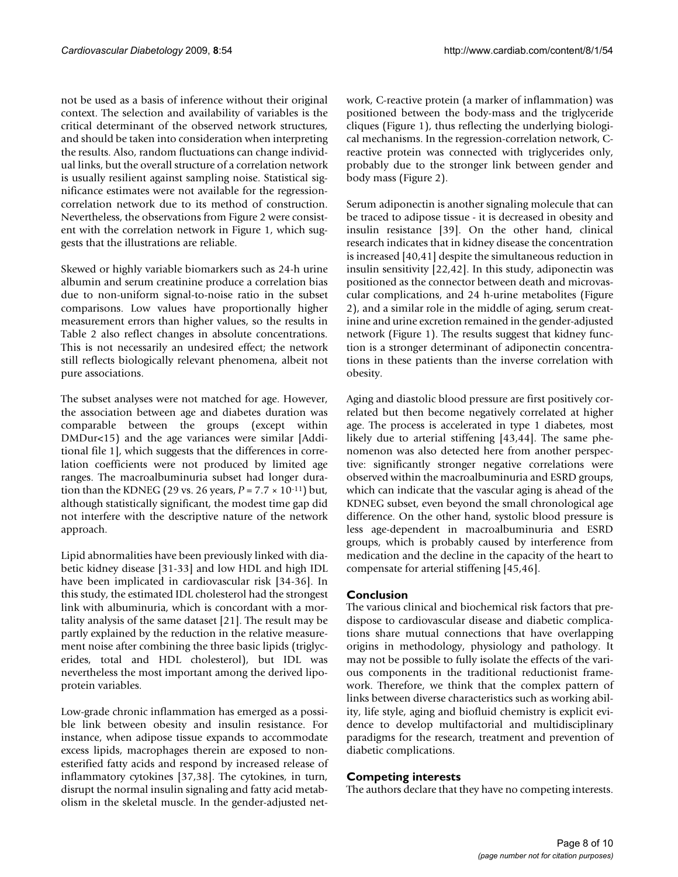not be used as a basis of inference without their original context. The selection and availability of variables is the critical determinant of the observed network structures, and should be taken into consideration when interpreting the results. Also, random fluctuations can change individual links, but the overall structure of a correlation network is usually resilient against sampling noise. Statistical significance estimates were not available for the regression-correlation network due to its method of construction. Nevertheless, the observations from Figure 2 were consistent with the correlation network in Figure 1, which suggests that the illustrations are reliable.

Skewed or highly variable biomarkers such as 24-h urine albumin and serum creatinine produce a correlation bias due to non-uniform signal-to-noise ratio in the subset comparisons. Low values have proportionally higher measurement errors than higher values, so the results in Table 2 also reflect changes in absolute concentrations. This is not necessarily an undesired effect; the network still reflects biologically relevant phenomena, albeit not pure associations.

The subset analyses were not matched for age. However, the association between age and diabetes duration was comparable between the groups (except within DMDur<15) and the age variances were similar [Additional file 1], which suggests that the differences in correlation coefficients were not produced by limited age ranges. The macroalbuminuria subset had longer duration than the KDNEG (29 vs. 26 years, $P = 7.7 \times 10^{-11}$) but, although statistically significant, the modest time gap did not interfere with the descriptive nature of the network approach.

Lipid abnormalities have been previously linked with diabetic kidney disease [31-33] and low HDL and high IDL have been implicated in cardiovascular risk [34-36]. In this study, the estimated IDL cholesterol had the strongest link with albuminuria, which is concordant with a mortality analysis of the same dataset [21]. The result may be partly explained by the reduction in the relative measurement noise after combining the three basic lipids (triglycerides, total and HDL cholesterol), but IDL was nevertheless the most important among the derived lipoprotein variables.

Low-grade chronic inflammation has emerged as a possible link between obesity and insulin resistance. For instance, when adipose tissue expands to accommodate excess lipids, macrophages therein are exposed to non-esterified fatty acids and respond by increased release of inflammatory cytokines [37,38]. The cytokines, in turn, disrupt the normal insulin signaling and fatty acid metabolism in the skeletal muscle. In the gender-adjusted network, C-reactive protein (a marker of inflammation) was positioned between the body-mass and the triglyceride cliques (Figure 1), thus reflecting the underlying biological mechanisms. In the regression-correlation network, C-reactive protein was connected with triglycerides only, probably due to the stronger link between gender and body mass (Figure 2).

Serum adiponectin is another signaling molecule that can be traced to adipose tissue - it is decreased in obesity and insulin resistance [39]. On the other hand, clinical research indicates that in kidney disease the concentration is increased [40,41] despite the simultaneous reduction in insulin sensitivity [22,42]. In this study, adiponectin was positioned as the connector between death and microvascular complications, and 24 h-urine metabolites (Figure 2), and a similar role in the middle of aging, serum creatinine and urine excretion remained in the gender-adjusted network (Figure 1). The results suggest that kidney function is a stronger determinant of adiponectin concentrations in these patients than the inverse correlation with obesity.

Aging and diastolic blood pressure are first positively correlated but then become negatively correlated at higher age. The process is accelerated in type 1 diabetes, most likely due to arterial stiffening [43,44]. The same phenomenon was also detected here from another perspective: significantly stronger negative correlations were observed within the macroalbuminuria and ESRD groups, which can indicate that the vascular aging is ahead of the KDNEG subset, even beyond the small chronological age difference. On the other hand, systolic blood pressure is less age-dependent in macroalbuminuria and ESRD groups, which is probably caused by interference from medication and the decline in the capacity of the heart to compensate for arterial stiffening [45,46].

## Conclusion

The various clinical and biochemical risk factors that predispose to cardiovascular disease and diabetic complications share mutual connections that have overlapping origins in methodology, physiology and pathology. It may not be possible to fully isolate the effects of the various components in the traditional reductionist framework. Therefore, we think that the complex pattern of links between diverse characteristics such as working ability, life style, aging and biofluid chemistry is explicit evidence to develop multifactorial and multidisciplinary paradigms for the research, treatment and prevention of diabetic complications.

## Competing interests

The authors declare that they have no competing interests.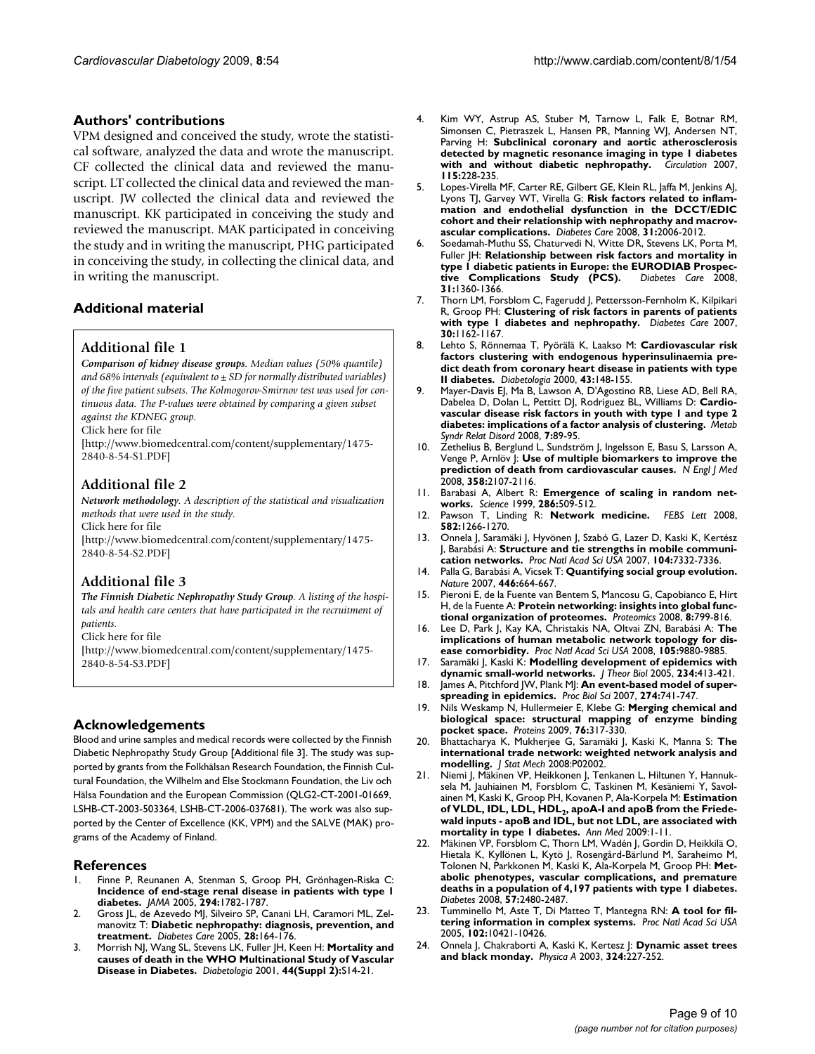## Authors' contributions

VPM designed and conceived the study, wrote the statistical software, analyzed the data and wrote the manuscript. CF collected the clinical data and reviewed the manuscript. LT collected the clinical data and reviewed the manuscript. JW collected the clinical data and reviewed the manuscript. KK participated in conceiving the study and reviewed the manuscript. MAK participated in conceiving the study and in writing the manuscript, PHG participated in conceiving the study, in collecting the clinical data, and in writing the manuscript.

## Additional material

### Additional file 1

***Comparison of kidney disease groups****. Median values (50% quantile) and 68% intervals (equivalent to ± SD for normally distributed variables) of the five patient subsets. The Kolmogorov-Smirnov test was used for continuous data. The P-values were obtained by comparing a given subset against the KDNEG group.*

Click here for file

[http://www.biomedcentral.com/content/supplementary/1475-2840-8-54-S1.PDF]

### Additional file 2

***Network methodology****. A description of the statistical and visualization methods that were used in the study.*

Click here for file

[http://www.biomedcentral.com/content/supplementary/1475-2840-8-54-S2.PDF]

### Additional file 3

***The Finnish Diabetic Nephropathy Study Group****. A listing of the hospitals and health care centers that have participated in the recruitment of patients.*

Click here for file

[http://www.biomedcentral.com/content/supplementary/1475-2840-8-54-S3.PDF]

## Acknowledgements

Blood and urine samples and medical records were collected by the Finnish Diabetic Nephropathy Study Group [Additional file 3]. The study was supported by grants from the Folkhälsan Research Foundation, the Finnish Cultural Foundation, the Wilhelm and Else Stockmann Foundation, the Liv och Hälsa Foundation and the European Commission (QLG2-CT-2001-01669, LSHB-CT-2003-503364, LSHB-CT-2006-037681). The work was also supported by the Center of Excellence (KK, VPM) and the SALVE (MAK) programs of the Academy of Finland.

## References

1. Finne P, Reunanen A, Stenman S, Groop PH, Grönhagen-Riska C: **Incidence of end-stage renal disease in patients with type 1 diabetes.** *JAMA* 2005, **294:**1782-1787.
2. Gross JL, de Azevedo MJ, Silveiro SP, Canani LH, Caramori ML, Zelmanovitz T: **Diabetic nephropathy: diagnosis, prevention, and treatment.** *Diabetes Care* 2005, **28:**164-176.
3. Morrish NJ, Wang SL, Stevens LK, Fuller JH, Keen H: **Mortality and causes of death in the WHO Multinational Study of Vascular Disease in Diabetes.** *Diabetologia* 2001, **44(Suppl 2):**S14-21.
4. Kim WY, Astrup AS, Stuber M, Tarnow L, Falk E, Botnar RM, Simonsen C, Pietraszek L, Hansen PR, Manning WJ, Andersen NT, Parving H: **Subclinical coronary and aortic atherosclerosis detected by magnetic resonance imaging in type 1 diabetes with and without diabetic nephropathy.** *Circulation* 2007, **115:**228-235.
5. Lopes-Virella MF, Carter RE, Gilbert GE, Klein RL, Jaffa M, Jenkins AJ, Lyons TJ, Garvey WT, Virella G: **Risk factors related to inflammation and endothelial dysfunction in the DCCT/EDIC cohort and their relationship with nephropathy and macrovascular complications.** *Diabetes Care* 2008, **31:**2006-2012.
6. Soedamah-Muthu SS, Chaturvedi N, Witte DR, Stevens LK, Porta M, Fuller JH: **Relationship between risk factors and mortality in type 1 diabetic patients in Europe: the EURODIAB Prospective Complications Study (PCS).** *Diabetes Care* 2008, **31:**1360-1366.
7. Thorn LM, Forsblom C, Fagerudd J, Pettersson-Fernholm K, Kilpikari R, Groop PH: **Clustering of risk factors in parents of patients with type 1 diabetes and nephropathy.** *Diabetes Care* 2007, **30:**1162-1167.
8. Lehto S, Rönnemaa T, Pyörälä K, Laakso M: **Cardiovascular risk factors clustering with endogenous hyperinsulinaemia predict death from coronary heart disease in patients with type II diabetes.** *Diabetologia* 2000, **43:**148-155.
9. Mayer-Davis EJ, Ma B, Lawson A, D'Agostino RB, Liese AD, Bell RA, Dabelea D, Dolan L, Pettitt DJ, Rodriguez BL, Williams D: **Cardiovascular disease risk factors in youth with type 1 and type 2 diabetes: implications of a factor analysis of clustering.** *Metab Syndr Relat Disord* 2008, **7:**89-95.
10. Zethelius B, Berglund L, Sundström J, Ingelsson E, Basu S, Larsson A, Venge P, Arnlöv J: **Use of multiple biomarkers to improve the prediction of death from cardiovascular causes.** *N Engl J Med* 2008, **358:**2107-2116.
11. Barabasi A, Albert R: **Emergence of scaling in random networks.** *Science* 1999, **286:**509-512.
12. Pawson T, Linding R: **Network medicine.** *FEBS Lett* 2008, **582:**1266-1270.
13. Onnela J, Saramäki J, Hyvönen J, Szabó G, Lazer D, Kaski K, Kertész J, Barabási A: **Structure and tie strengths in mobile communication networks.** *Proc Natl Acad Sci USA* 2007, **104:**7332-7336.
14. Palla G, Barabási A, Vicsek T: **Quantifying social group evolution.** *Nature* 2007, **446:**664-667.
15. Pieroni E, de la Fuente van Bentem S, Mancosu G, Capobianco E, Hirt H, de la Fuente A: **Protein networking: insights into global functional organization of proteomes.** *Proteomics* 2008, **8:**799-816.
16. Lee D, Park J, Kay KA, Christakis NA, Oltvai ZN, Barabási A: **The implications of human metabolic network topology for disease comorbidity.** *Proc Natl Acad Sci USA* 2008, **105:**9880-9885.
17. Saramäki J, Kaski K: **Modelling development of epidemics with dynamic small-world networks.** *J Theor Biol* 2005, **234:**413-421.
18. James A, Pitchford JW, Plank MJ: **An event-based model of superspreading in epidemics.** *Proc Biol Sci* 2007, **274:**741-747.
19. Nils Weskamp N, Hullermeier E, Klebe G: **Merging chemical and biological space: structural mapping of enzyme binding pocket space.** *Proteins* 2009, **76:**317-330.
20. Bhattacharya K, Mukherjee G, Saramäki J, Kaski K, Manna S: **The international trade network: weighted network analysis and modelling.** *J Stat Mech* 2008:P02002.
21. Niemi J, Mäkinen VP, Heikkonen J, Tenkanen L, Hiltunen Y, Hannuksela M, Jauhiainen M, Forsblom C, Taskinen M, Kesäniemi Y, Savolainen M, Kaski K, Groop PH, Kovanen P, Ala-Korpela M: **Estimation of VLDL, IDL, LDL, $HDL_2$, apoA-I and apoB from the Friedewald inputs - apoB and IDL, but not LDL, are associated with mortality in type 1 diabetes.** *Ann Med* 2009:1-11.
22. Mäkinen VP, Forsblom C, Thorn LM, Wadén J, Gordin D, Heikkilä O, Hietala K, Kyllönen L, Kytö J, Rosengård-Bärlund M, Saraheimo M, Tolonen N, Parkkonen M, Kaski K, Ala-Korpela M, Groop PH: **Metabolic phenotypes, vascular complications, and premature deaths in a population of 4,197 patients with type 1 diabetes.** *Diabetes* 2008, **57:**2480-2487.
23. Tumminello M, Aste T, Di Matteo T, Mantegna RN: **A tool for filtering information in complex systems.** *Proc Natl Acad Sci USA* 2005, **102:**10421-10426.
24. Onnela J, Chakraborti A, Kaski K, Kertesz J: **Dynamic asset trees and black monday.** *Physica A* 2003, **324:**227-252.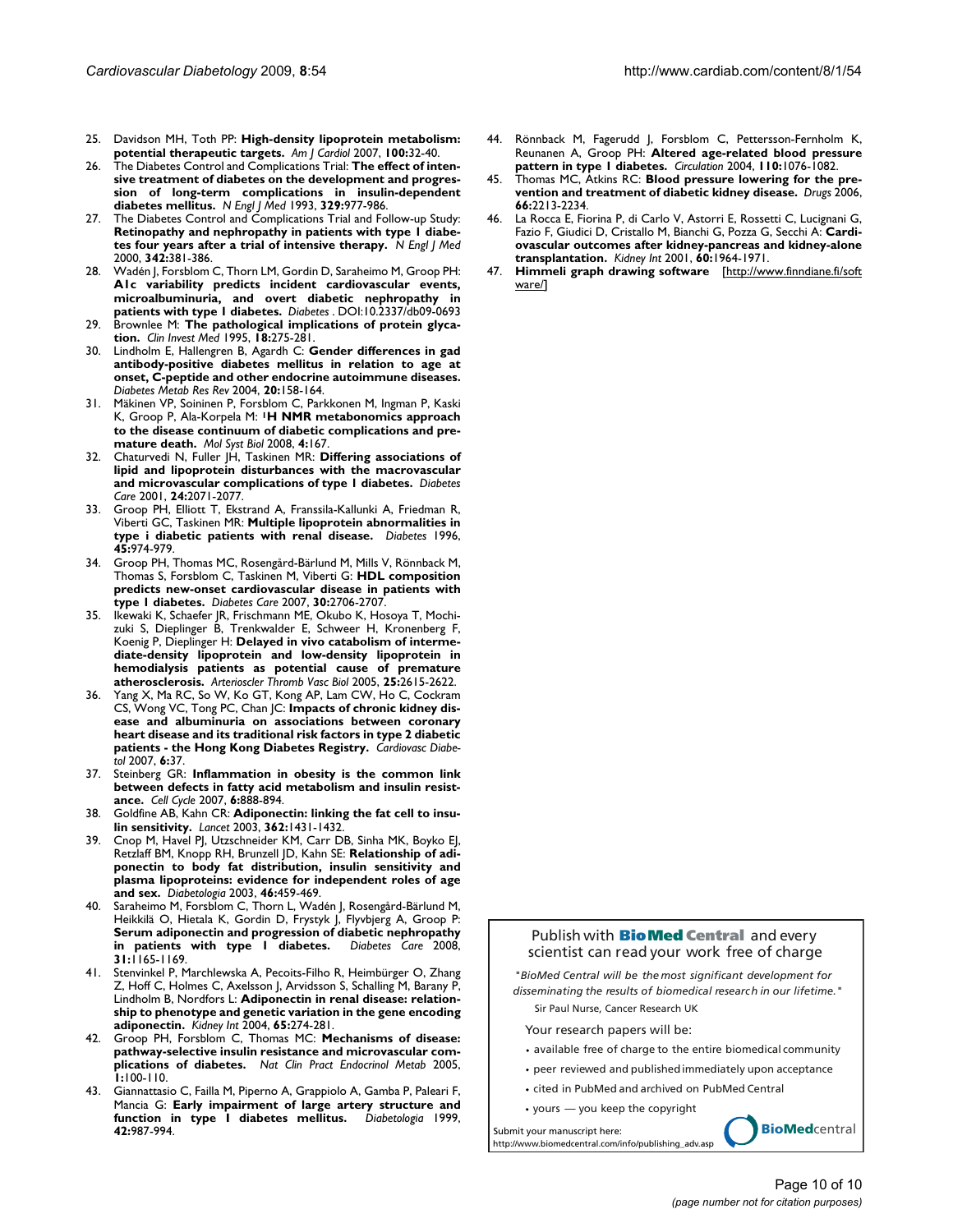25. Davidson MH, Toth PP: **High-density lipoprotein metabolism: potential therapeutic targets.** *Am J Cardiol* 2007, **100:**32-40.
26. The Diabetes Control and Complications Trial: **The effect of intensive treatment of diabetes on the development and progression of long-term complications in insulin-dependent diabetes mellitus.** *N Engl J Med* 1993, **329:**977-986.
27. The Diabetes Control and Complications Trial and Follow-up Study: **Retinopathy and nephropathy in patients with type 1 diabetes four years after a trial of intensive therapy.** *N Engl J Med* 2000, **342:**381-386.
28. Wadén J, Forsblom C, Thorn LM, Gordin D, Saraheimo M, Groop PH: **A1c variability predicts incident cardiovascular events, microalbuminuria, and overt diabetic nephropathy in patients with type 1 diabetes.** *Diabetes* . DOI:10.2337/db09-0693
29. Brownlee M: **The pathological implications of protein glycation.** *Clin Invest Med* 1995, **18:**275-281.
30. Lindholm E, Hallengren B, Agardh C: **Gender differences in gad antibody-positive diabetes mellitus in relation to age at onset, C-peptide and other endocrine autoimmune diseases.** *Diabetes Metab Res Rev* 2004, **20:**158-164.
31. Mäkinen VP, Soininen P, Forsblom C, Parkkonen M, Ingman P, Kaski K, Groop P, Ala-Korpela M: **$^{1}$H NMR metabonomics approach to the disease continuum of diabetic complications and premature death.** *Mol Syst Biol* 2008, **4:**167.
32. Chaturvedi N, Fuller JH, Taskinen MR: **Differing associations of lipid and lipoprotein disturbances with the macrovascular and microvascular complications of type 1 diabetes.** *Diabetes Care* 2001, **24:**2071-2077.
33. Groop PH, Elliott T, Ekstrand A, Franssila-Kallunki A, Friedman R, Viberti GC, Taskinen MR: **Multiple lipoprotein abnormalities in type i diabetic patients with renal disease.** *Diabetes* 1996, **45:**974-979.
34. Groop PH, Thomas MC, Rosengård-Bärlund M, Mills V, Rönnback M, Thomas S, Forsblom C, Taskinen M, Viberti G: **HDL composition predicts new-onset cardiovascular disease in patients with type 1 diabetes.** *Diabetes Care* 2007, **30:**2706-2707.
35. Ikewaki K, Schaefer JR, Frischmann ME, Okubo K, Hosoya T, Mochizuki S, Dieplinger B, Trenkwalder E, Schweer H, Kronenberg F, Koenig P, Dieplinger H: **Delayed in vivo catabolism of intermediate-density lipoprotein and low-density lipoprotein in hemodialysis patients as potential cause of premature atherosclerosis.** *Arterioscler Thromb Vasc Biol* 2005, **25:**2615-2622.
36. Yang X, Ma RC, So W, Ko GT, Kong AP, Lam CW, Ho C, Cockram CS, Wong VC, Tong PC, Chan JC: **Impacts of chronic kidney disease and albuminuria on associations between coronary heart disease and its traditional risk factors in type 2 diabetic patients - the Hong Kong Diabetes Registry.** *Cardiovasc Diabetol* 2007, **6:**37.
37. Steinberg GR: **Inflammation in obesity is the common link between defects in fatty acid metabolism and insulin resistance.** *Cell Cycle* 2007, **6:**888-894.
38. Goldfine AB, Kahn CR: **Adiponectin: linking the fat cell to insulin sensitivity.** *Lancet* 2003, **362:**1431-1432.
39. Cnop M, Havel PJ, Utzschneider KM, Carr DB, Sinha MK, Boyko EJ, Retzlaff BM, Knopp RH, Brunzell JD, Kahn SE: **Relationship of adiponectin to body fat distribution, insulin sensitivity and plasma lipoproteins: evidence for independent roles of age and sex.** *Diabetologia* 2003, **46:**459-469.
40. Saraheimo M, Forsblom C, Thorn L, Wadén J, Rosengård-Bärlund M, Heikkilä O, Hietala K, Gordin D, Frystyk J, Flyvbjerg A, Groop P: **Serum adiponectin and progression of diabetic nephropathy in patients with type 1 diabetes.** *Diabetes Care* 2008, **31:**1165-1169.
41. Stenvinkel P, Marchlewska A, Pecoits-Filho R, Heimbürger O, Zhang Z, Hoff C, Holmes C, Axelsson J, Arvidsson S, Schalling M, Barany P, Lindholm B, Nordfors L: **Adiponectin in renal disease: relationship to phenotype and genetic variation in the gene encoding adiponectin.** *Kidney Int* 2004, **65:**274-281.
42. Groop PH, Forsblom C, Thomas MC: **Mechanisms of disease: pathway-selective insulin resistance and microvascular complications of diabetes.** *Nat Clin Pract Endocrinol Metab* 2005, **1:**100-110.
43. Giannattasio C, Failla M, Piperno A, Grappiolo A, Gamba P, Paleari F, Mancia G: **Early impairment of large artery structure and function in type I diabetes mellitus.** *Diabetologia* 1999, **42:**987-994.
44. Rönnback M, Fagerudd J, Forsblom C, Pettersson-Fernholm K, Reunanen A, Groop PH: **Altered age-related blood pressure pattern in type 1 diabetes.** *Circulation* 2004, **110:**1076-1082.
45. Thomas MC, Atkins RC: **Blood pressure lowering for the prevention and treatment of diabetic kidney disease.** *Drugs* 2006, **66:**2213-2234.
46. La Rocca E, Fiorina P, di Carlo V, Astorri E, Rossetti C, Lucignani G, Fazio F, Giudici D, Cristallo M, Bianchi G, Pozza G, Secchi A: **Cardiovascular outcomes after kidney-pancreas and kidney-alone transplantation.** *Kidney Int* 2001, **60:**1964-1971.
47. **Himmeli graph drawing software** [http://www.finndiane.fi/software/]

Publish with **BioMed Central** and every scientist can read your work free of charge

*"BioMed Central will be the most significant development for disseminating the results of biomedical research in our lifetime."*

Sir Paul Nurse, Cancer Research UK

Your research papers will be:

- available free of charge to the entire biomedical community
- peer reviewed and published immediately upon acceptance
- cited in PubMed and archived on PubMed Central
- yours — you keep the copyright

Submit your manuscript here:
http://www.biomedcentral.com/info/publishing_adv.asp

BioMedcentral